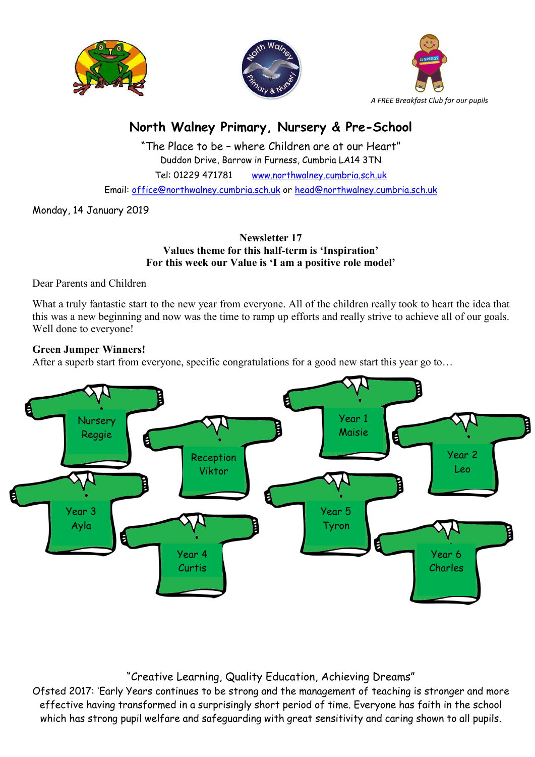*A FREE Breakfast Club for our pupils*

# North Walney Primary, Nursery & Pre-School

"The Place to be – where Children are at our Heart"

Duddon Drive, Barrow in Furness, Cumbria LA14 3TN

Tel: 01229 471781 www.northwalney.cumbria.sch.uk

Email: office@northwalney.cumbria.sch.uk or head@northwalney.cumbria.sch.uk

Monday, 14 January 2019

**Newsletter 17**
**Values theme for this half-term is 'Inspiration'**
**For this week our Value is 'I am a positive role model'**

Dear Parents and Children

What a truly fantastic start to the new year from everyone. All of the children really took to heart the idea that this was a new beginning and now was the time to ramp up efforts and really strive to achieve all of our goals. Well done to everyone!

**Green Jumper Winners!**

After a superb start from everyone, specific congratulations for a good new start this year go to…

Nursery Reggie

Reception Viktor

Year 1 Maisie

Year 2 Leo

Year 3 Ayla

Year 4 Curtis

Year 5 Tyron

Year 6 Charles

"Creative Learning, Quality Education, Achieving Dreams"

Ofsted 2017: 'Early Years continues to be strong and the management of teaching is stronger and more effective having transformed in a surprisingly short period of time. Everyone has faith in the school which has strong pupil welfare and safeguarding with great sensitivity and caring shown to all pupils.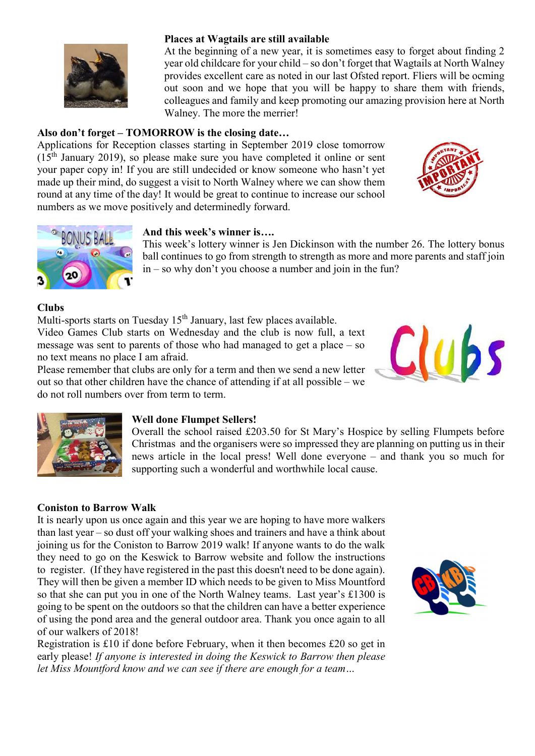**Places at Wagtails are still available**

At the beginning of a new year, it is sometimes easy to forget about finding 2 year old childcare for your child – so don't forget that Wagtails at North Walney provides excellent care as noted in our last Ofsted report. Fliers will be ocming out soon and we hope that you will be happy to share them with friends, colleagues and family and keep promoting our amazing provision here at North Walney. The more the merrier!

**Also don't forget – TOMORROW is the closing date…**

Applications for Reception classes starting in September 2019 close tomorrow (15th January 2019), so please make sure you have completed it online or sent your paper copy in! If you are still undecided or know someone who hasn't yet made up their mind, do suggest a visit to North Walney where we can show them round at any time of the day! It would be great to continue to increase our school numbers as we move positively and determinedly forward.

**And this week's winner is….**

This week's lottery winner is Jen Dickinson with the number 26. The lottery bonus ball continues to go from strength to strength as more and more parents and staff join in – so why don't you choose a number and join in the fun?

**Clubs**

Multi-sports starts on Tuesday 15th January, last few places available.
Video Games Club starts on Wednesday and the club is now full, a text message was sent to parents of those who had managed to get a place – so no text means no place I am afraid.
Please remember that clubs are only for a term and then we send a new letter out so that other children have the chance of attending if at all possible – we do not roll numbers over from term to term.

**Well done Flumpet Sellers!**

Overall the school raised £203.50 for St Mary's Hospice by selling Flumpets before Christmas and the organisers were so impressed they are planning on putting us in their news article in the local press! Well done everyone – and thank you so much for supporting such a wonderful and worthwhile local cause.

**Coniston to Barrow Walk**

It is nearly upon us once again and this year we are hoping to have more walkers than last year – so dust off your walking shoes and trainers and have a think about joining us for the Coniston to Barrow 2019 walk! If anyone wants to do the walk they need to go on the Keswick to Barrow website and follow the instructions to register. (If they have registered in the past this doesn't need to be done again). They will then be given a member ID which needs to be given to Miss Mountford so that she can put you in one of the North Walney teams. Last year's £1300 is going to be spent on the outdoors so that the children can have a better experience of using the pond area and the general outdoor area. Thank you once again to all of our walkers of 2018!

Registration is £10 if done before February, when it then becomes £20 so get in early please! *If anyone is interested in doing the Keswick to Barrow then please let Miss Mountford know and we can see if there are enough for a team…*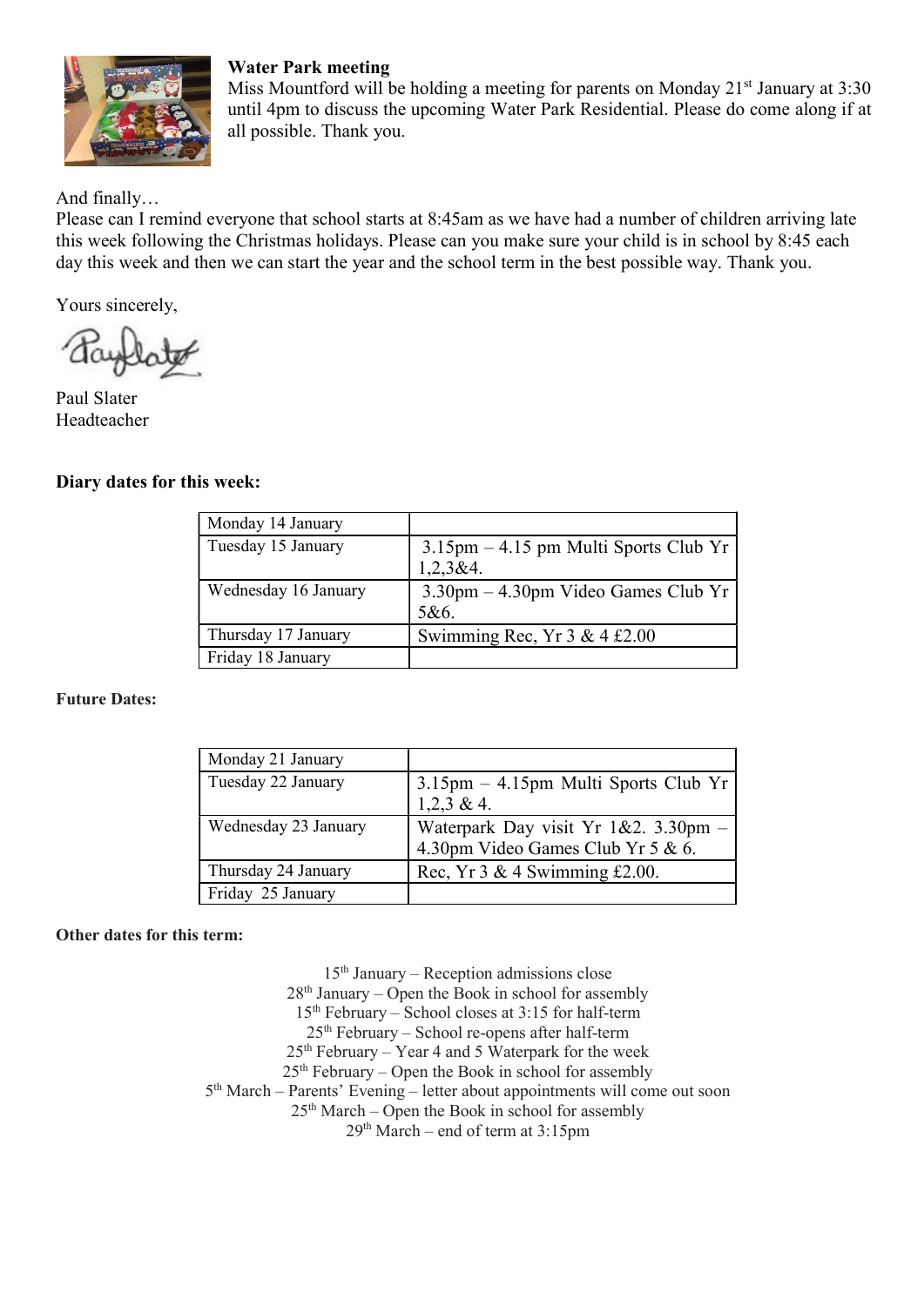**Water Park meeting**

Miss Mountford will be holding a meeting for parents on Monday 21st January at 3:30 until 4pm to discuss the upcoming Water Park Residential. Please do come along if at all possible. Thank you.

And finally…

Please can I remind everyone that school starts at 8:45am as we have had a number of children arriving late this week following the Christmas holidays. Please can you make sure your child is in school by 8:45 each day this week and then we can start the year and the school term in the best possible way. Thank you.

Yours sincerely,

Paul Slater
Headteacher

**Diary dates for this week:**

| | |
|---|---|
| Monday 14 January | |
| Tuesday 15 January | 3.15pm – 4.15 pm Multi Sports Club Yr 1,2,3&4. |
| Wednesday 16 January | 3.30pm – 4.30pm Video Games Club Yr 5&6. |
| Thursday 17 January | Swimming Rec, Yr 3 & 4 £2.00 |
| Friday 18 January | |

**Future Dates:**

| | |
|---|---|
| Monday 21 January | |
| Tuesday 22 January | 3.15pm – 4.15pm Multi Sports Club Yr 1,2,3 & 4. |
| Wednesday 23 January | Waterpark Day visit Yr 1&2. 3.30pm – 4.30pm Video Games Club Yr 5 & 6. |
| Thursday 24 January | Rec, Yr 3 & 4 Swimming £2.00. |
| Friday 25 January | |

**Other dates for this term:**

15th January – Reception admissions close
28th January – Open the Book in school for assembly
15th February – School closes at 3:15 for half-term
25th February – School re-opens after half-term
25th February – Year 4 and 5 Waterpark for the week
25th February – Open the Book in school for assembly
5th March – Parents' Evening – letter about appointments will come out soon
25th March – Open the Book in school for assembly
29th March – end of term at 3:15pm